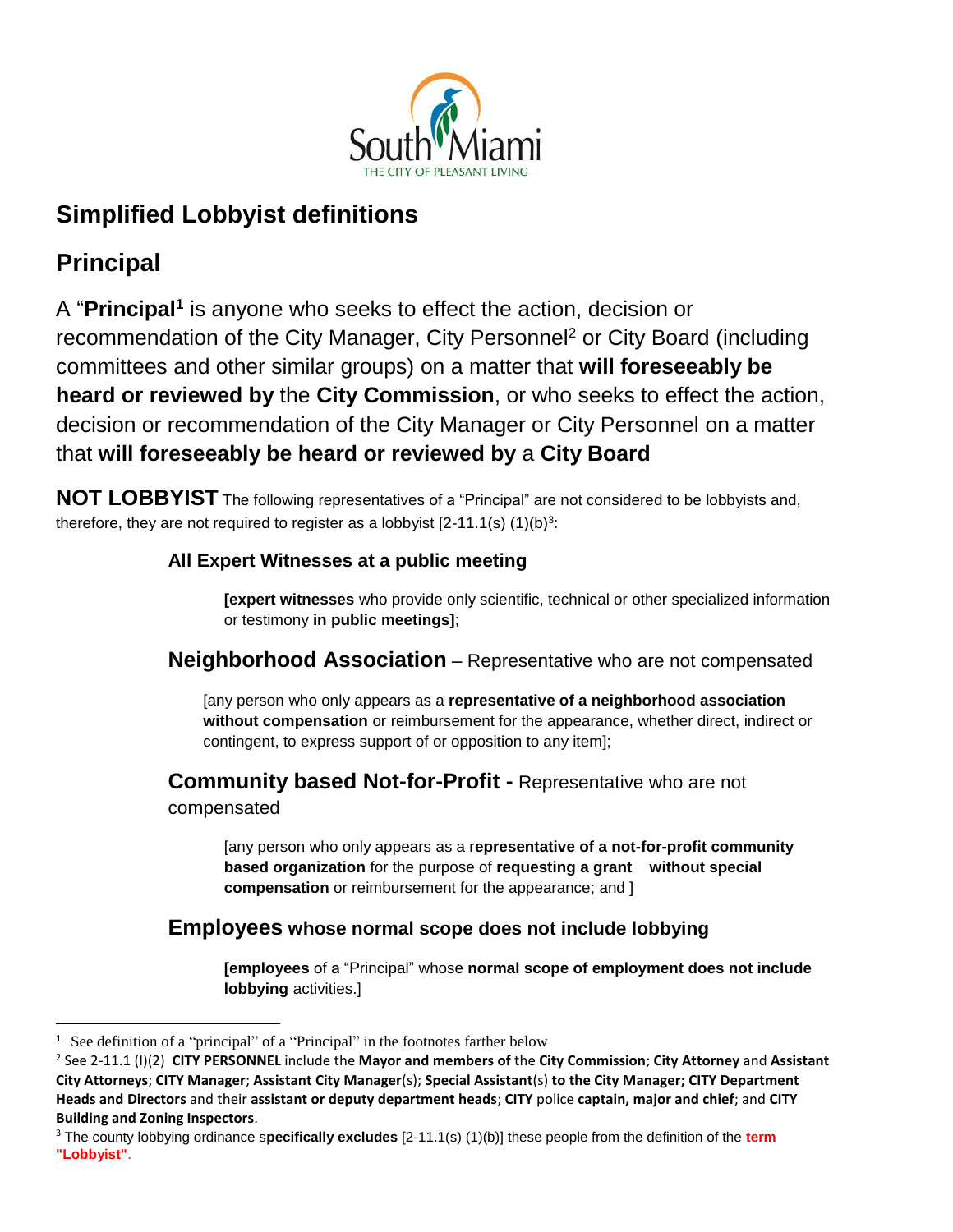South Miami
THE CITY OF PLEASANT LIVING

# Simplified Lobbyist definitions

## Principal

A "**Principal**[1] is anyone who seeks to effect the action, decision or recommendation of the City Manager, City Personnel[2] or City Board (including committees and other similar groups) on a matter that **will foreseeably be heard or reviewed by** the **City Commission**, or who seeks to effect the action, decision or recommendation of the City Manager or City Personnel on a matter that **will foreseeably be heard or reviewed by** a **City Board**

**NOT LOBBYIST** The following representatives of a "Principal" are not considered to be lobbyists and, therefore, they are not required to register as a lobbyist [2-11.1(s) (1)(b)[3]:

### All Expert Witnesses at a public meeting

**[expert witnesses** who provide only scientific, technical or other specialized information or testimony **in public meetings]**;

### Neighborhood Association – Representative who are not compensated

[any person who only appears as a **representative of a neighborhood association without compensation** or reimbursement for the appearance, whether direct, indirect or contingent, to express support of or opposition to any item];

### Community based Not-for-Profit - Representative who are not compensated

[any person who only appears as a r**epresentative of a not-for-profit community based organization** for the purpose of **requesting a grant without special compensation** or reimbursement for the appearance; and ]

### Employees whose normal scope does not include lobbying

**[employees** of a "Principal" whose **normal scope of employment does not include lobbying** activities.]

---

[1] See definition of a "principal" of a "Principal" in the footnotes farther below

[2] See 2-11.1 (I)(2) **CITY PERSONNEL** include the **Mayor and members of** the **City Commission**; **City Attorney** and **Assistant City Attorneys**; **CITY Manager**; **Assistant City Manager**(s); **Special Assistant**(s) **to the City Manager; CITY Department Heads and Directors** and their **assistant or deputy department heads**; **CITY** police **captain, major and chief**; and **CITY Building and Zoning Inspectors**.

[3] The county lobbying ordinance s**pecifically excludes** [2-11.1(s) (1)(b)] these people from the definition of the **term "Lobbyist"**.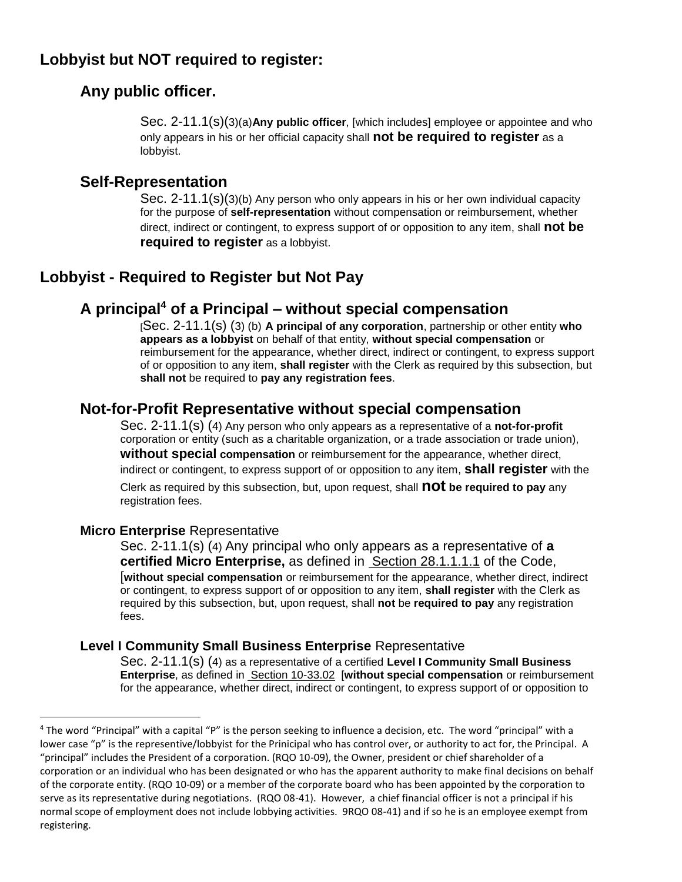## Lobbyist but NOT required to register:

### Any public officer.

Sec. 2-11.1(s)(3)(a)**Any public officer**, [which includes] employee or appointee and who only appears in his or her official capacity shall **not be required to register** as a lobbyist.

### Self-Representation

Sec. 2-11.1(s)(3)(b) Any person who only appears in his or her own individual capacity for the purpose of **self-representation** without compensation or reimbursement, whether direct, indirect or contingent, to express support of or opposition to any item, shall **not be required to register** as a lobbyist.

## Lobbyist - Required to Register but Not Pay

### A principal[4] of a Principal – without special compensation

[Sec. 2-11.1(s) (3) (b) **A principal of any corporation**, partnership or other entity **who appears as a lobbyist** on behalf of that entity, **without special compensation** or reimbursement for the appearance, whether direct, indirect or contingent, to express support of or opposition to any item, **shall register** with the Clerk as required by this subsection, but **shall not** be required to **pay any registration fees**.

### Not-for-Profit Representative without special compensation

Sec. 2-11.1(s) (4) Any person who only appears as a representative of a **not-for-profit** corporation or entity (such as a charitable organization, or a trade association or trade union), **without special compensation** or reimbursement for the appearance, whether direct, indirect or contingent, to express support of or opposition to any item, **shall register** with the Clerk as required by this subsection, but, upon request, shall **not be required to pay** any registration fees.

#### **Micro Enterprise** Representative

Sec. 2-11.1(s) (4) Any principal who only appears as a representative of **a certified Micro Enterprise,** as defined in Section 28.1.1.1.1 of the Code, [**without special compensation** or reimbursement for the appearance, whether direct, indirect or contingent, to express support of or opposition to any item, **shall register** with the Clerk as required by this subsection, but, upon request, shall **not** be **required to pay** any registration fees.

#### **Level I Community Small Business Enterprise** Representative

Sec. 2-11.1(s) (4) as a representative of a certified **Level I Community Small Business Enterprise**, as defined in Section 10-33.02 [**without special compensation** or reimbursement for the appearance, whether direct, indirect or contingent, to express support of or opposition to

---

[4] The word "Principal" with a capital "P" is the person seeking to influence a decision, etc. The word "principal" with a lower case "p" is the representive/lobbyist for the Prinicipal who has control over, or authority to act for, the Principal. A "principal" includes the President of a corporation. (RQO 10-09), the Owner, president or chief shareholder of a corporation or an individual who has been designated or who has the apparent authority to make final decisions on behalf of the corporate entity. (RQO 10-09) or a member of the corporate board who has been appointed by the corporation to serve as its representative during negotiations. (RQO 08-41). However, a chief financial officer is not a principal if his normal scope of employment does not include lobbying activities. 9RQO 08-41) and if so he is an employee exempt from registering.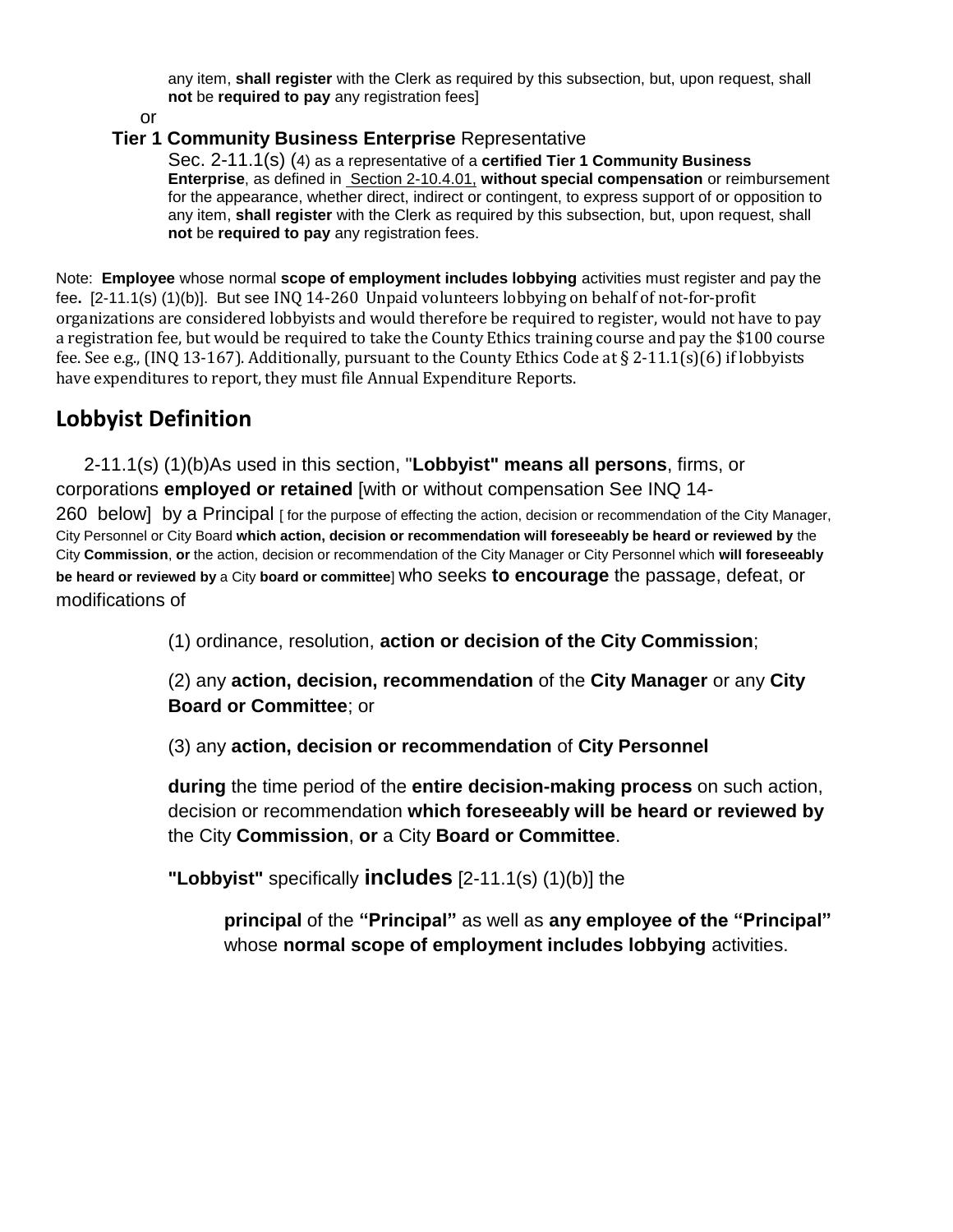any item, **shall register** with the Clerk as required by this subsection, but, upon request, shall **not** be **required to pay** any registration fees]

or

**Tier 1 Community Business Enterprise** Representative

Sec. 2-11.1(s) (4) as a representative of a **certified Tier 1 Community Business Enterprise**, as defined in Section 2-10.4.01, **without special compensation** or reimbursement for the appearance, whether direct, indirect or contingent, to express support of or opposition to any item, **shall register** with the Clerk as required by this subsection, but, upon request, shall **not** be **required to pay** any registration fees.

Note: **Employee** whose normal **scope of employment includes lobbying** activities must register and pay the fee**.** [2-11.1(s) (1)(b)]. But see INQ 14-260 Unpaid volunteers lobbying on behalf of not-for-profit organizations are considered lobbyists and would therefore be required to register, would not have to pay a registration fee, but would be required to take the County Ethics training course and pay the $100 course fee. See e.g., (INQ 13-167). Additionally, pursuant to the County Ethics Code at § 2-11.1(s)(6) if lobbyists have expenditures to report, they must file Annual Expenditure Reports.

## Lobbyist Definition

2-11.1(s) (1)(b)As used in this section, "**Lobbyist" means all persons**, firms, or corporations **employed or retained** [with or without compensation See INQ 14-260 below] by a Principal [ for the purpose of effecting the action, decision or recommendation of the City Manager, City Personnel or City Board **which action, decision or recommendation will foreseeably be heard or reviewed by** the City **Commission**, **or** the action, decision or recommendation of the City Manager or City Personnel which **will foreseeably be heard or reviewed by** a City **board or committee**] who seeks **to encourage** the passage, defeat, or modifications of

(1) ordinance, resolution, **action or decision of the City Commission**;

(2) any **action, decision, recommendation** of the **City Manager** or any **City Board or Committee**; or

(3) any **action, decision or recommendation** of **City Personnel**

**during** the time period of the **entire decision-making process** on such action, decision or recommendation **which foreseeably will be heard or reviewed by** the City **Commission**, **or** a City **Board or Committee**.

**"Lobbyist"** specifically **includes** [2-11.1(s) (1)(b)] the

**principal** of the **"Principal"** as well as **any employee of the "Principal"** whose **normal scope of employment includes lobbying** activities.